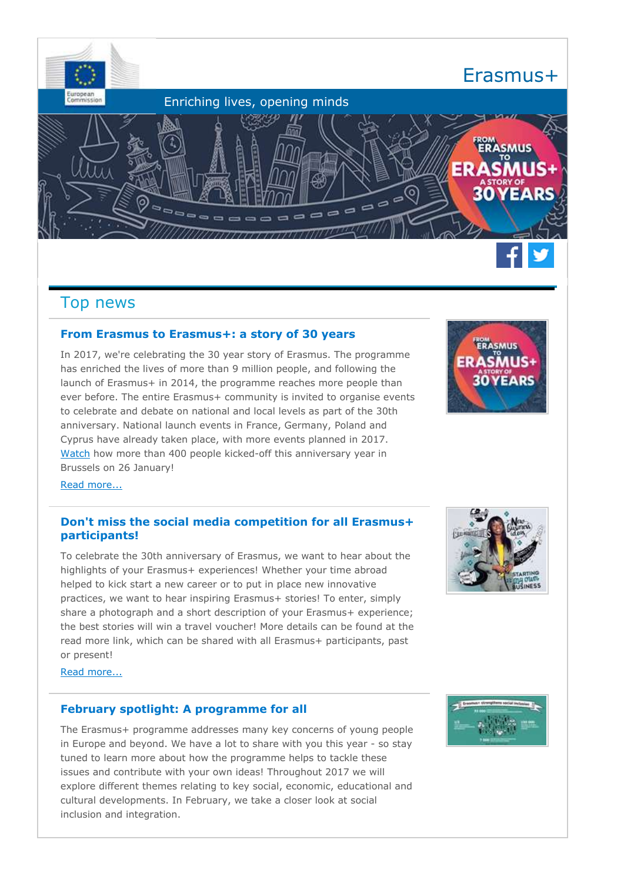European Commission

# Erasmus+

Enriching lives, opening minds

## Top news

### From Erasmus to Erasmus+: a story of 30 years

In 2017, we're celebrating the 30 year story of Erasmus. The programme has enriched the lives of more than 9 million people, and following the launch of Erasmus+ in 2014, the programme reaches more people than ever before. The entire Erasmus+ community is invited to organise events to celebrate and debate on national and local levels as part of the 30th anniversary. National launch events in France, Germany, Poland and Cyprus have already taken place, with more events planned in 2017. Watch how more than 400 people kicked-off this anniversary year in Brussels on 26 January!

Read more...

### Don't miss the social media competition for all Erasmus+ participants!

To celebrate the 30th anniversary of Erasmus, we want to hear about the highlights of your Erasmus+ experiences! Whether your time abroad helped to kick start a new career or to put in place new innovative practices, we want to hear inspiring Erasmus+ stories! To enter, simply share a photograph and a short description of your Erasmus+ experience; the best stories will win a travel voucher! More details can be found at the read more link, which can be shared with all Erasmus+ participants, past or present!

Read more...

### February spotlight: A programme for all

The Erasmus+ programme addresses many key concerns of young people in Europe and beyond. We have a lot to share with you this year - so stay tuned to learn more about how the programme helps to tackle these issues and contribute with your own ideas! Throughout 2017 we will explore different themes relating to key social, economic, educational and cultural developments. In February, we take a closer look at social inclusion and integration.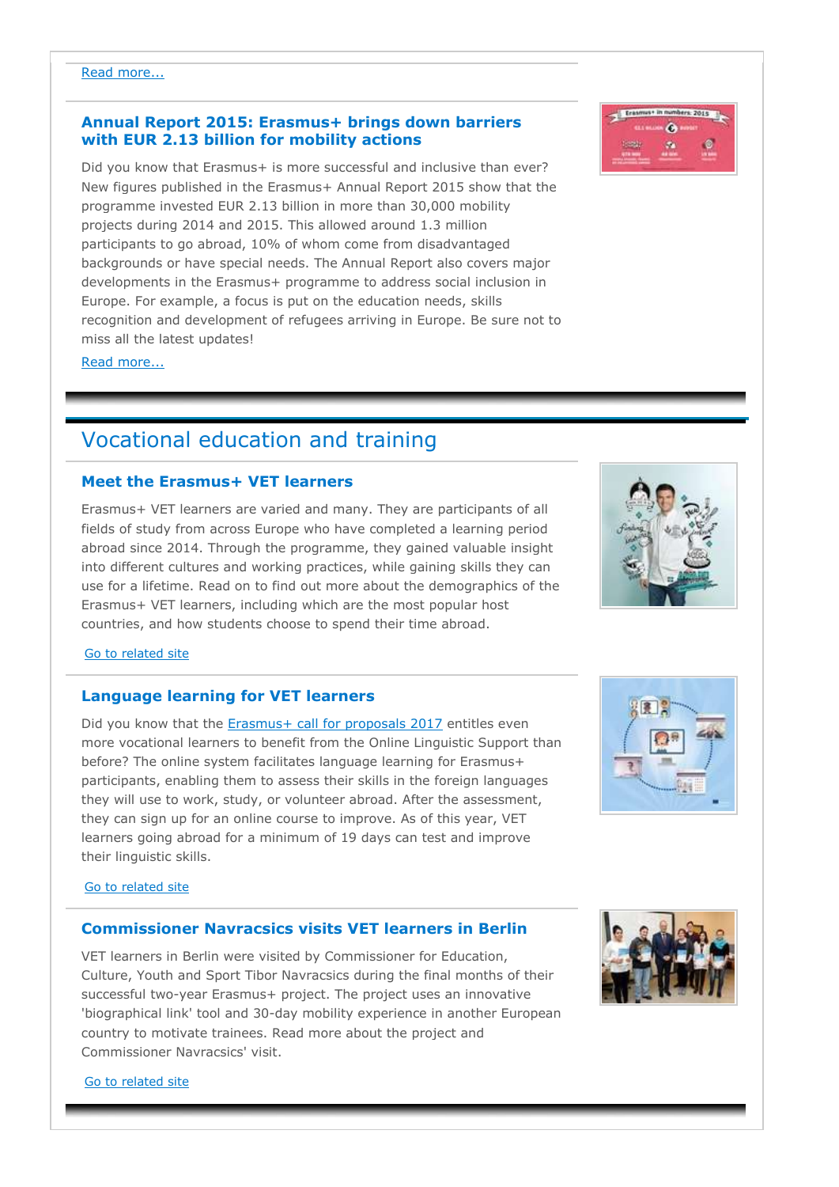Read more...

### Annual Report 2015: Erasmus+ brings down barriers with EUR 2.13 billion for mobility actions

Did you know that Erasmus+ is more successful and inclusive than ever? New figures published in the Erasmus+ Annual Report 2015 show that the programme invested EUR 2.13 billion in more than 30,000 mobility projects during 2014 and 2015. This allowed around 1.3 million participants to go abroad, 10% of whom come from disadvantaged backgrounds or have special needs. The Annual Report also covers major developments in the Erasmus+ programme to address social inclusion in Europe. For example, a focus is put on the education needs, skills recognition and development of refugees arriving in Europe. Be sure not to miss all the latest updates!

Read more...

## Vocational education and training

### Meet the Erasmus+ VET learners

Erasmus+ VET learners are varied and many. They are participants of all fields of study from across Europe who have completed a learning period abroad since 2014. Through the programme, they gained valuable insight into different cultures and working practices, while gaining skills they can use for a lifetime. Read on to find out more about the demographics of the Erasmus+ VET learners, including which are the most popular host countries, and how students choose to spend their time abroad.

Go to related site

### Language learning for VET learners

Did you know that the Erasmus+ call for proposals 2017 entitles even more vocational learners to benefit from the Online Linguistic Support than before? The online system facilitates language learning for Erasmus+ participants, enabling them to assess their skills in the foreign languages they will use to work, study, or volunteer abroad. After the assessment, they can sign up for an online course to improve. As of this year, VET learners going abroad for a minimum of 19 days can test and improve their linguistic skills.

Go to related site

### Commissioner Navracsics visits VET learners in Berlin

VET learners in Berlin were visited by Commissioner for Education, Culture, Youth and Sport Tibor Navracsics during the final months of their successful two-year Erasmus+ project. The project uses an innovative 'biographical link' tool and 30-day mobility experience in another European country to motivate trainees. Read more about the project and Commissioner Navracsics' visit.

Go to related site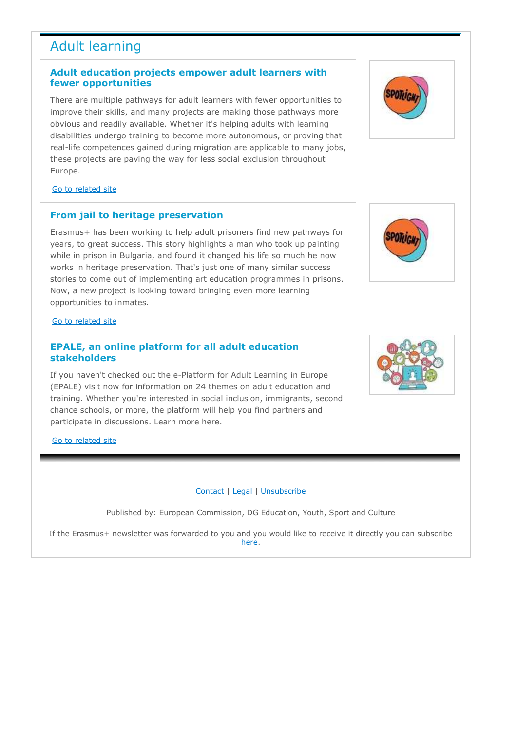# Adult learning

### Adult education projects empower adult learners with fewer opportunities

There are multiple pathways for adult learners with fewer opportunities to improve their skills, and many projects are making those pathways more obvious and readily available. Whether it's helping adults with learning disabilities undergo training to become more autonomous, or proving that real-life competences gained during migration are applicable to many jobs, these projects are paving the way for less social exclusion throughout Europe.

Go to related site

### From jail to heritage preservation

Erasmus+ has been working to help adult prisoners find new pathways for years, to great success. This story highlights a man who took up painting while in prison in Bulgaria, and found it changed his life so much he now works in heritage preservation. That's just one of many similar success stories to come out of implementing art education programmes in prisons. Now, a new project is looking toward bringing even more learning opportunities to inmates.

Go to related site

### EPALE, an online platform for all adult education stakeholders

If you haven't checked out the e-Platform for Adult Learning in Europe (EPALE) visit now for information on 24 themes on adult education and training. Whether you're interested in social inclusion, immigrants, second chance schools, or more, the platform will help you find partners and participate in discussions. Learn more here.

Go to related site

Contact | Legal | Unsubscribe

Published by: European Commission, DG Education, Youth, Sport and Culture

If the Erasmus+ newsletter was forwarded to you and you would like to receive it directly you can subscribe here.